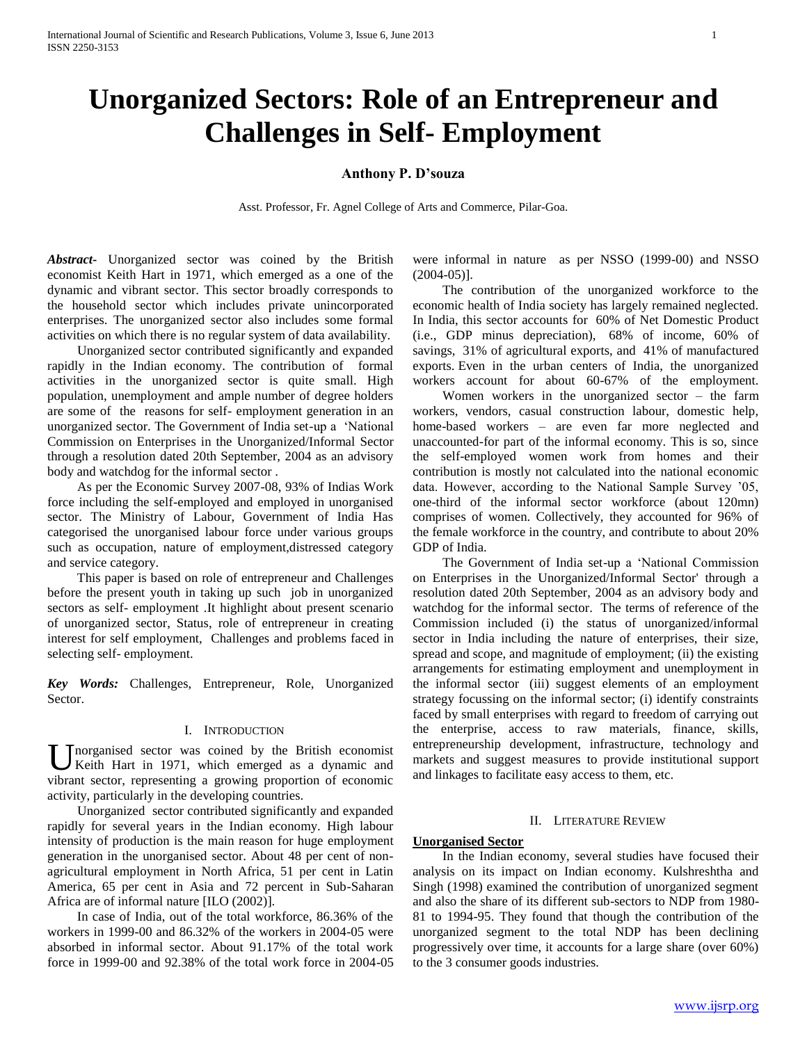# Unorganized Sectors: Role of an Entrepreneur and Challenges in Self- Employment

**Anthony P. D'souza**

Asst. Professor, Fr. Agnel College of Arts and Commerce, Pilar-Goa.

***Abstract-*** Unorganized sector was coined by the British economist Keith Hart in 1971, which emerged as a one of the dynamic and vibrant sector. This sector broadly corresponds to the household sector which includes private unincorporated enterprises. The unorganized sector also includes some formal activities on which there is no regular system of data availability.

Unorganized sector contributed significantly and expanded rapidly in the Indian economy. The contribution of formal activities in the unorganized sector is quite small. High population, unemployment and ample number of degree holders are some of the reasons for self- employment generation in an unorganized sector. The Government of India set-up a 'National Commission on Enterprises in the Unorganized/Informal Sector through a resolution dated 20th September, 2004 as an advisory body and watchdog for the informal sector .

As per the Economic Survey 2007-08, 93% of Indias Work force including the self-employed and employed in unorganised sector. The Ministry of Labour, Government of India Has categorised the unorganised labour force under various groups such as occupation, nature of employment,distressed category and service category.

This paper is based on role of entrepreneur and Challenges before the present youth in taking up such job in unorganized sectors as self- employment .It highlight about present scenario of unorganized sector, Status, role of entrepreneur in creating interest for self employment, Challenges and problems faced in selecting self- employment.

***Key Words:*** Challenges, Entrepreneur, Role, Unorganized Sector.

## I. Introduction

Unorganised sector was coined by the British economist Keith Hart in 1971, which emerged as a dynamic and vibrant sector, representing a growing proportion of economic activity, particularly in the developing countries.

Unorganized sector contributed significantly and expanded rapidly for several years in the Indian economy. High labour intensity of production is the main reason for huge employment generation in the unorganised sector. About 48 per cent of non-agricultural employment in North Africa, 51 per cent in Latin America, 65 per cent in Asia and 72 percent in Sub-Saharan Africa are of informal nature [ILO (2002)].

In case of India, out of the total workforce, 86.36% of the workers in 1999-00 and 86.32% of the workers in 2004-05 were absorbed in informal sector. About 91.17% of the total work force in 1999-00 and 92.38% of the total work force in 2004-05 were informal in nature as per NSSO (1999-00) and NSSO (2004-05)].

The contribution of the unorganized workforce to the economic health of India society has largely remained neglected. In India, this sector accounts for 60% of Net Domestic Product (i.e., GDP minus depreciation), 68% of income, 60% of savings, 31% of agricultural exports, and 41% of manufactured exports. Even in the urban centers of India, the unorganized workers account for about 60-67% of the employment.

Women workers in the unorganized sector – the farm workers, vendors, casual construction labour, domestic help, home-based workers – are even far more neglected and unaccounted-for part of the informal economy. This is so, since the self-employed women work from homes and their contribution is mostly not calculated into the national economic data. However, according to the National Sample Survey '05, one-third of the informal sector workforce (about 120mn) comprises of women. Collectively, they accounted for 96% of the female workforce in the country, and contribute to about 20% GDP of India.

The Government of India set-up a 'National Commission on Enterprises in the Unorganized/Informal Sector' through a resolution dated 20th September, 2004 as an advisory body and watchdog for the informal sector. The terms of reference of the Commission included (i) the status of unorganized/informal sector in India including the nature of enterprises, their size, spread and scope, and magnitude of employment; (ii) the existing arrangements for estimating employment and unemployment in the informal sector (iii) suggest elements of an employment strategy focussing on the informal sector; (i) identify constraints faced by small enterprises with regard to freedom of carrying out the enterprise, access to raw materials, finance, skills, entrepreneurship development, infrastructure, technology and markets and suggest measures to provide institutional support and linkages to facilitate easy access to them, etc.

## II. Literature Review

**Unorganised Sector**

In the Indian economy, several studies have focused their analysis on its impact on Indian economy. Kulshreshtha and Singh (1998) examined the contribution of unorganized segment and also the share of its different sub-sectors to NDP from 1980-81 to 1994-95. They found that though the contribution of the unorganized segment to the total NDP has been declining progressively over time, it accounts for a large share (over 60%) to the 3 consumer goods industries.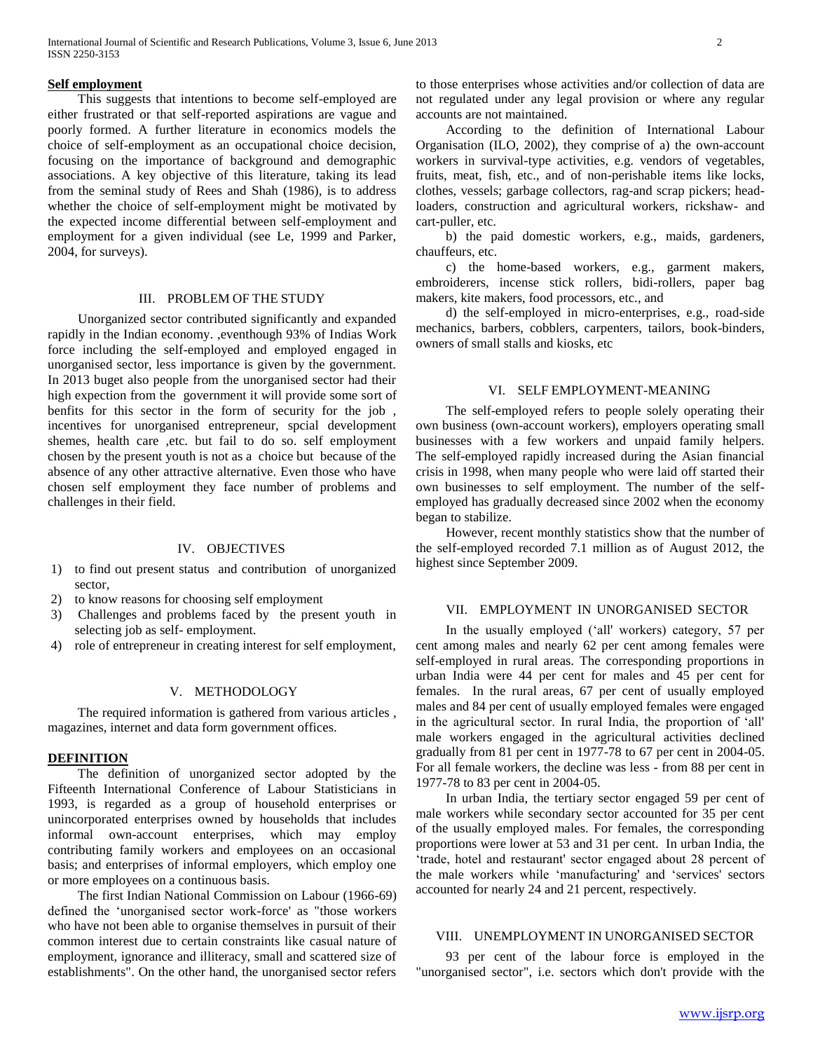**Self employment**

This suggests that intentions to become self-employed are either frustrated or that self-reported aspirations are vague and poorly formed. A further literature in economics models the choice of self-employment as an occupational choice decision, focusing on the importance of background and demographic associations. A key objective of this literature, taking its lead from the seminal study of Rees and Shah (1986), is to address whether the choice of self-employment might be motivated by the expected income differential between self-employment and employment for a given individual (see Le, 1999 and Parker, 2004, for surveys).

## III. PROBLEM OF THE STUDY

Unorganized sector contributed significantly and expanded rapidly in the Indian economy. ,eventhough 93% of Indias Work force including the self-employed and employed engaged in unorganised sector, less importance is given by the government. In 2013 buget also people from the unorganised sector had their high expection from the government it will provide some sort of benfits for this sector in the form of security for the job , incentives for unorganised entrepreneur, spcial development shemes, health care ,etc. but fail to do so. self employment chosen by the present youth is not as a choice but because of the absence of any other attractive alternative. Even those who have chosen self employment they face number of problems and challenges in their field.

## IV. OBJECTIVES

1) to find out present status and contribution of unorganized sector,
2) to know reasons for choosing self employment
3) Challenges and problems faced by the present youth in selecting job as self- employment.
4) role of entrepreneur in creating interest for self employment,

## V. METHODOLOGY

The required information is gathered from various articles , magazines, internet and data form government offices.

**DEFINITION**

The definition of unorganized sector adopted by the Fifteenth International Conference of Labour Statisticians in 1993, is regarded as a group of household enterprises or unincorporated enterprises owned by households that includes informal own-account enterprises, which may employ contributing family workers and employees on an occasional basis; and enterprises of informal employers, which employ one or more employees on a continuous basis.

The first Indian National Commission on Labour (1966-69) defined the 'unorganised sector work-force' as "those workers who have not been able to organise themselves in pursuit of their common interest due to certain constraints like casual nature of employment, ignorance and illiteracy, small and scattered size of establishments". On the other hand, the unorganised sector refers to those enterprises whose activities and/or collection of data are not regulated under any legal provision or where any regular accounts are not maintained.

According to the definition of International Labour Organisation (ILO, 2002), they comprise of a) the own-account workers in survival-type activities, e.g. vendors of vegetables, fruits, meat, fish, etc., and of non-perishable items like locks, clothes, vessels; garbage collectors, rag-and scrap pickers; head-loaders, construction and agricultural workers, rickshaw- and cart-puller, etc.

b) the paid domestic workers, e.g., maids, gardeners, chauffeurs, etc.

c) the home-based workers, e.g., garment makers, embroiderers, incense stick rollers, bidi-rollers, paper bag makers, kite makers, food processors, etc., and

d) the self-employed in micro-enterprises, e.g., road-side mechanics, barbers, cobblers, carpenters, tailors, book-binders, owners of small stalls and kiosks, etc

## VI. SELF EMPLOYMENT-MEANING

The self-employed refers to people solely operating their own business (own-account workers), employers operating small businesses with a few workers and unpaid family helpers. The self-employed rapidly increased during the Asian financial crisis in 1998, when many people who were laid off started their own businesses to self employment. The number of the self-employed has gradually decreased since 2002 when the economy began to stabilize.

However, recent monthly statistics show that the number of the self-employed recorded 7.1 million as of August 2012, the highest since September 2009.

## VII. EMPLOYMENT IN UNORGANISED SECTOR

In the usually employed ('all' workers) category, 57 per cent among males and nearly 62 per cent among females were self-employed in rural areas. The corresponding proportions in urban India were 44 per cent for males and 45 per cent for females. In the rural areas, 67 per cent of usually employed males and 84 per cent of usually employed females were engaged in the agricultural sector. In rural India, the proportion of 'all' male workers engaged in the agricultural activities declined gradually from 81 per cent in 1977-78 to 67 per cent in 2004-05. For all female workers, the decline was less - from 88 per cent in 1977-78 to 83 per cent in 2004-05.

In urban India, the tertiary sector engaged 59 per cent of male workers while secondary sector accounted for 35 per cent of the usually employed males. For females, the corresponding proportions were lower at 53 and 31 per cent. In urban India, the 'trade, hotel and restaurant' sector engaged about 28 percent of the male workers while 'manufacturing' and 'services' sectors accounted for nearly 24 and 21 percent, respectively.

## VIII. UNEMPLOYMENT IN UNORGANISED SECTOR

93 per cent of the labour force is employed in the "unorganised sector", i.e. sectors which don't provide with the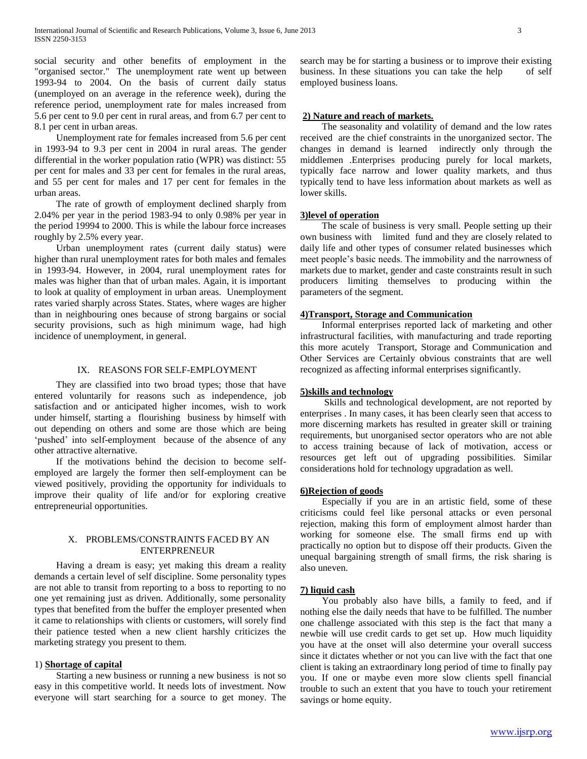social security and other benefits of employment in the "organised sector." The unemployment rate went up between 1993-94 to 2004. On the basis of current daily status (unemployed on an average in the reference week), during the reference period, unemployment rate for males increased from 5.6 per cent to 9.0 per cent in rural areas, and from 6.7 per cent to 8.1 per cent in urban areas.

Unemployment rate for females increased from 5.6 per cent in 1993-94 to 9.3 per cent in 2004 in rural areas. The gender differential in the worker population ratio (WPR) was distinct: 55 per cent for males and 33 per cent for females in the rural areas, and 55 per cent for males and 17 per cent for females in the urban areas.

The rate of growth of employment declined sharply from 2.04% per year in the period 1983-94 to only 0.98% per year in the period 19994 to 2000. This is while the labour force increases roughly by 2.5% every year.

Urban unemployment rates (current daily status) were higher than rural unemployment rates for both males and females in 1993-94. However, in 2004, rural unemployment rates for males was higher than that of urban males. Again, it is important to look at quality of employment in urban areas. Unemployment rates varied sharply across States. States, where wages are higher than in neighbouring ones because of strong bargains or social security provisions, such as high minimum wage, had high incidence of unemployment, in general.

## IX. REASONS FOR SELF-EMPLOYMENT

They are classified into two broad types; those that have entered voluntarily for reasons such as independence, job satisfaction and or anticipated higher incomes, wish to work under himself, starting a flourishing business by himself with out depending on others and some are those which are being 'pushed' into self-employment because of the absence of any other attractive alternative.

If the motivations behind the decision to become self-employed are largely the former then self-employment can be viewed positively, providing the opportunity for individuals to improve their quality of life and/or for exploring creative entrepreneurial opportunities.

## X. PROBLEMS/CONSTRAINTS FACED BY AN ENTERPRENEUR

Having a dream is easy; yet making this dream a reality demands a certain level of self discipline. Some personality types are not able to transit from reporting to a boss to reporting to no one yet remaining just as driven. Additionally, some personality types that benefited from the buffer the employer presented when it came to relationships with clients or customers, will sorely find their patience tested when a new client harshly criticizes the marketing strategy you present to them.

### 1) **Shortage of capital**

Starting a new business or running a new business is not so easy in this competitive world. It needs lots of investment. Now everyone will start searching for a source to get money. The search may be for starting a business or to improve their existing business. In these situations you can take the help of self employed business loans.

### **2) Nature and reach of markets.**

The seasonality and volatility of demand and the low rates received are the chief constraints in the unorganized sector. The changes in demand is learned indirectly only through the middlemen .Enterprises producing purely for local markets, typically face narrow and lower quality markets, and thus typically tend to have less information about markets as well as lower skills.

### **3)level of operation**

The scale of business is very small. People setting up their own business with limited fund and they are closely related to daily life and other types of consumer related businesses which meet people's basic needs. The immobility and the narrowness of markets due to market, gender and caste constraints result in such producers limiting themselves to producing within the parameters of the segment.

### **4)Transport, Storage and Communication**

Informal enterprises reported lack of marketing and other infrastructural facilities, with manufacturing and trade reporting this more acutely Transport, Storage and Communication and Other Services are Certainly obvious constraints that are well recognized as affecting informal enterprises significantly.

### **5)skills and technology**

Skills and technological development, are not reported by enterprises . In many cases, it has been clearly seen that access to more discerning markets has resulted in greater skill or training requirements, but unorganised sector operators who are not able to access training because of lack of motivation, access or resources get left out of upgrading possibilities. Similar considerations hold for technology upgradation as well.

### **6)Rejection of goods**

Especially if you are in an artistic field, some of these criticisms could feel like personal attacks or even personal rejection, making this form of employment almost harder than working for someone else. The small firms end up with practically no option but to dispose off their products. Given the unequal bargaining strength of small firms, the risk sharing is also uneven.

### **7) liquid cash**

You probably also have bills, a family to feed, and if nothing else the daily needs that have to be fulfilled. The number one challenge associated with this step is the fact that many a newbie will use credit cards to get set up. How much liquidity you have at the onset will also determine your overall success since it dictates whether or not you can live with the fact that one client is taking an extraordinary long period of time to finally pay you. If one or maybe even more slow clients spell financial trouble to such an extent that you have to touch your retirement savings or home equity.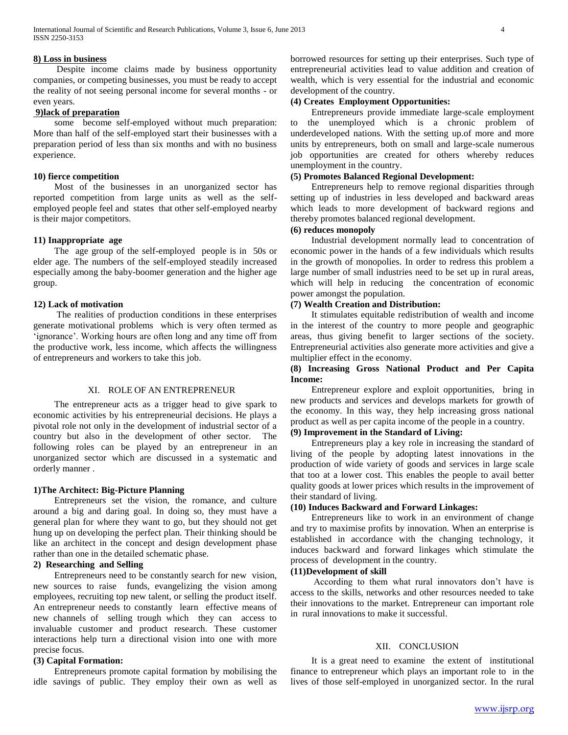**8) Loss in business**

Despite income claims made by business opportunity companies, or competing businesses, you must be ready to accept the reality of not seeing personal income for several months - or even years.

**9)lack of preparation**

some become self-employed without much preparation: More than half of the self-employed start their businesses with a preparation period of less than six months and with no business experience.

**10) fierce competition**

Most of the businesses in an unorganized sector has reported competition from large units as well as the self-employed people feel and states that other self-employed nearby is their major competitors.

**11) Inappropriate age**

The age group of the self-employed people is in 50s or elder age. The numbers of the self-employed steadily increased especially among the baby-boomer generation and the higher age group.

**12) Lack of motivation**

The realities of production conditions in these enterprises generate motivational problems which is very often termed as 'ignorance'. Working hours are often long and any time off from the productive work, less income, which affects the willingness of entrepreneurs and workers to take this job.

## XI. ROLE OF AN ENTREPRENEUR

The entrepreneur acts as a trigger head to give spark to economic activities by his entrepreneurial decisions. He plays a pivotal role not only in the development of industrial sector of a country but also in the development of other sector. The following roles can be played by an entrepreneur in an unorganized sector which are discussed in a systematic and orderly manner .

**1)The Architect: Big-Picture Planning**

Entrepreneurs set the vision, the romance, and culture around a big and daring goal. In doing so, they must have a general plan for where they want to go, but they should not get hung up on developing the perfect plan. Their thinking should be like an architect in the concept and design development phase rather than one in the detailed schematic phase.

**2) Researching and Selling**

Entrepreneurs need to be constantly search for new vision, new sources to raise funds, evangelizing the vision among employees, recruiting top new talent, or selling the product itself. An entrepreneur needs to constantly learn effective means of new channels of selling trough which they can access to invaluable customer and product research. These customer interactions help turn a directional vision into one with more precise focus.

**(3) Capital Formation:**

Entrepreneurs promote capital formation by mobilising the idle savings of public. They employ their own as well as borrowed resources for setting up their enterprises. Such type of entrepreneurial activities lead to value addition and creation of wealth, which is very essential for the industrial and economic development of the country.

**(4) Creates Employment Opportunities:**

Entrepreneurs provide immediate large-scale employment to the unemployed which is a chronic problem of underdeveloped nations. With the setting up.of more and more units by entrepreneurs, both on small and large-scale numerous job opportunities are created for others whereby reduces unemployment in the country.

**(5) Promotes Balanced Regional Development:**

Entrepreneurs help to remove regional disparities through setting up of industries in less developed and backward areas which leads to more development of backward regions and thereby promotes balanced regional development.

**(6) reduces monopoly**

Industrial development normally lead to concentration of economic power in the hands of a few individuals which results in the growth of monopolies. In order to redress this problem a large number of small industries need to be set up in rural areas, which will help in reducing the concentration of economic power amongst the population.

**(7) Wealth Creation and Distribution:**

It stimulates equitable redistribution of wealth and income in the interest of the country to more people and geographic areas, thus giving benefit to larger sections of the society. Entrepreneurial activities also generate more activities and give a multiplier effect in the economy.

**(8) Increasing Gross National Product and Per Capita Income:**

Entrepreneur explore and exploit opportunities, bring in new products and services and develops markets for growth of the economy. In this way, they help increasing gross national product as well as per capita income of the people in a country.

**(9) Improvement in the Standard of Living:**

Entrepreneurs play a key role in increasing the standard of living of the people by adopting latest innovations in the production of wide variety of goods and services in large scale that too at a lower cost. This enables the people to avail better quality goods at lower prices which results in the improvement of their standard of living.

**(10) Induces Backward and Forward Linkages:**

Entrepreneurs like to work in an environment of change and try to maximise profits by innovation. When an enterprise is established in accordance with the changing technology, it induces backward and forward linkages which stimulate the process of development in the country.

**(11)Development of skill**

According to them what rural innovators don't have is access to the skills, networks and other resources needed to take their innovations to the market. Entrepreneur can important role in rural innovations to make it successful.

## XII. CONCLUSION

It is a great need to examine the extent of institutional finance to entrepreneur which plays an important role to in the lives of those self-employed in unorganized sector. In the rural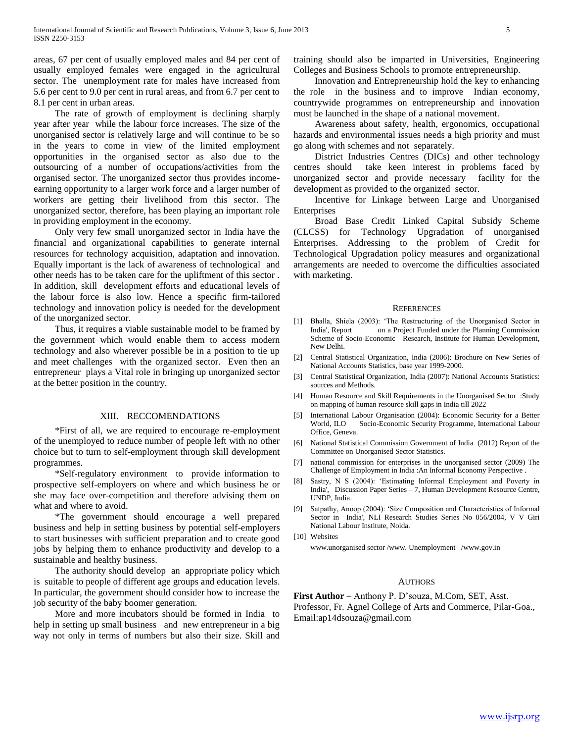areas, 67 per cent of usually employed males and 84 per cent of usually employed females were engaged in the agricultural sector. The unemployment rate for males have increased from 5.6 per cent to 9.0 per cent in rural areas, and from 6.7 per cent to 8.1 per cent in urban areas.

The rate of growth of employment is declining sharply year after year while the labour force increases. The size of the unorganised sector is relatively large and will continue to be so in the years to come in view of the limited employment opportunities in the organised sector as also due to the outsourcing of a number of occupations/activities from the organised sector. The unorganized sector thus provides income-earning opportunity to a larger work force and a larger number of workers are getting their livelihood from this sector. The unorganized sector, therefore, has been playing an important role in providing employment in the economy.

Only very few small unorganized sector in India have the financial and organizational capabilities to generate internal resources for technology acquisition, adaptation and innovation. Equally important is the lack of awareness of technological and other needs has to be taken care for the upliftment of this sector . In addition, skill development efforts and educational levels of the labour force is also low. Hence a specific firm-tailored technology and innovation policy is needed for the development of the unorganized sector.

Thus, it requires a viable sustainable model to be framed by the government which would enable them to access modern technology and also wherever possible be in a position to tie up and meet challenges with the organized sector. Even then an entrepreneur plays a Vital role in bringing up unorganized sector at the better position in the country.

## XIII. RECCOMENDATIONS

*First of all, we are required to encourage re-employment of the unemployed to reduce number of people left with no other choice but to turn to self-employment through skill development programmes.

*Self-regulatory environment to provide information to prospective self-employers on where and which business he or she may face over-competition and therefore advising them on what and where to avoid.

*The government should encourage a well prepared business and help in setting business by potential self-employers to start businesses with sufficient preparation and to create good jobs by helping them to enhance productivity and develop to a sustainable and healthy business.

The authority should develop an appropriate policy which is suitable to people of different age groups and education levels. In particular, the government should consider how to increase the job security of the baby boomer generation.

More and more incubators should be formed in India to help in setting up small business and new entrepreneur in a big way not only in terms of numbers but also their size. Skill and training should also be imparted in Universities, Engineering Colleges and Business Schools to promote entrepreneurship.

Innovation and Entrepreneurship hold the key to enhancing the role in the business and to improve Indian economy, countrywide programmes on entrepreneurship and innovation must be launched in the shape of a national movement.

Awareness about safety, health, ergonomics, occupational hazards and environmental issues needs a high priority and must go along with schemes and not separately.

District Industries Centres (DICs) and other technology centres should take keen interest in problems faced by unorganized sector and provide necessary facility for the development as provided to the organized sector.

Incentive for Linkage between Large and Unorganised Enterprises

Broad Base Credit Linked Capital Subsidy Scheme (CLCSS) for Technology Upgradation of unorganised Enterprises. Addressing to the problem of Credit for Technological Upgradation policy measures and organizational arrangements are needed to overcome the difficulties associated with marketing.

## REFERENCES

[1] Bhalla, Shiela (2003): 'The Restructuring of the Unorganised Sector in India', Report on a Project Funded under the Planning Commission Scheme of Socio-Economic Research, Institute for Human Development, New Delhi.

[2] Central Statistical Organization, India (2006): Brochure on New Series of National Accounts Statistics, base year 1999-2000.

[3] Central Statistical Organization, India (2007): National Accounts Statistics: sources and Methods.

[4] Human Resource and Skill Requirements in the Unorganised Sector :Study on mapping of human resource skill gaps in India till 2022

[5] International Labour Organisation (2004): Economic Security for a Better World, ILO Socio-Economic Security Programme, International Labour Office, Geneva.

[6] National Statistical Commission Government of India (2012) Report of the Committee on Unorganised Sector Statistics.

[7] national commission for enterprises in the unorganised sector (2009) The Challenge of Employment in India :An Informal Economy Perspective .

[8] Sastry, N S (2004): 'Estimating Informal Employment and Poverty in India', Discussion Paper Series – 7, Human Development Resource Centre, UNDP, India.

[9] Satpathy, Anoop (2004): 'Size Composition and Characteristics of Informal Sector in India', NLI Research Studies Series No 056/2004, V V Giri National Labour Institute, Noida.

[10] Websites

www.unorganised sector /www. Unemployment /www.gov.in

## AUTHORS

**First Author** – Anthony P. D'souza, M.Com, SET, Asst. Professor, Fr. Agnel College of Arts and Commerce, Pilar-Goa., Email:ap14dsouza@gmail.com